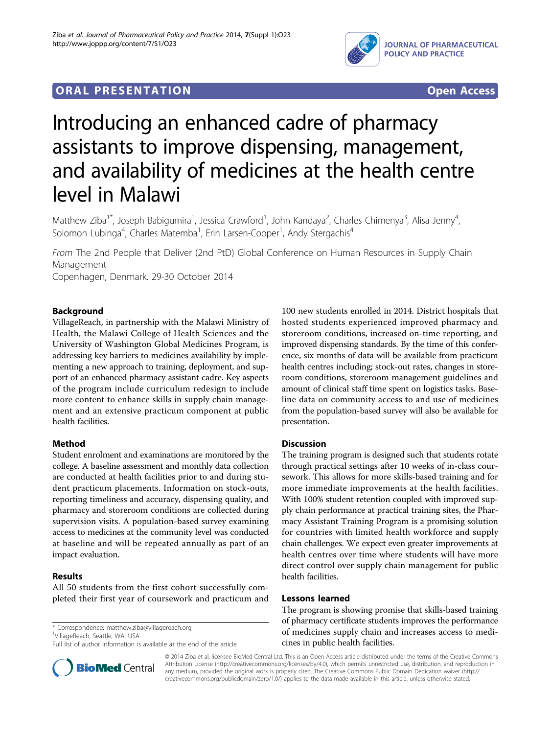**ORAL PRESENTATION** **Open Access**

# Introducing an enhanced cadre of pharmacy assistants to improve dispensing, management, and availability of medicines at the health centre level in Malawi

Matthew Ziba[1*], Joseph Babigumira[1], Jessica Crawford[1], John Kandaya[2], Charles Chimenya[3], Alisa Jenny[4], Solomon Lubinga[4], Charles Matemba[1], Erin Larsen-Cooper[1], Andy Stergachis[4]

*From* The 2nd People that Deliver (2nd PtD) Global Conference on Human Resources in Supply Chain Management
Copenhagen, Denmark. 29-30 October 2014

## Background

VillageReach, in partnership with the Malawi Ministry of Health, the Malawi College of Health Sciences and the University of Washington Global Medicines Program, is addressing key barriers to medicines availability by implementing a new approach to training, deployment, and support of an enhanced pharmacy assistant cadre. Key aspects of the program include curriculum redesign to include more content to enhance skills in supply chain management and an extensive practicum component at public health facilities.

## Method

Student enrolment and examinations are monitored by the college. A baseline assessment and monthly data collection are conducted at health facilities prior to and during student practicum placements. Information on stock-outs, reporting timeliness and accuracy, dispensing quality, and pharmacy and storeroom conditions are collected during supervision visits. A population-based survey examining access to medicines at the community level was conducted at baseline and will be repeated annually as part of an impact evaluation.

## Results

All 50 students from the first cohort successfully completed their first year of coursework and practicum and 100 new students enrolled in 2014. District hospitals that hosted students experienced improved pharmacy and storeroom conditions, increased on-time reporting, and improved dispensing standards. By the time of this conference, six months of data will be available from practicum health centres including; stock-out rates, changes in storeroom conditions, storeroom management guidelines and amount of clinical staff time spent on logistics tasks. Baseline data on community access to and use of medicines from the population-based survey will also be available for presentation.

## Discussion

The training program is designed such that students rotate through practical settings after 10 weeks of in-class coursework. This allows for more skills-based training and for more immediate improvements at the health facilities. With 100% student retention coupled with improved supply chain performance at practical training sites, the Pharmacy Assistant Training Program is a promising solution for countries with limited health workforce and supply chain challenges. We expect even greater improvements at health centres over time where students will have more direct control over supply chain management for public health facilities.

## Lessons learned

The program is showing promise that skills-based training of pharmacy certificate students improves the performance of medicines supply chain and increases access to medicines in public health facilities.

\* Correspondence: matthew.ziba@villagereach.org
[1]VillageReach, Seattle, WA, USA
Full list of author information is available at the end of the article

© 2014 Ziba et al; licensee BioMed Central Ltd. This is an Open Access article distributed under the terms of the Creative Commons Attribution License (http://creativecommons.org/licenses/by/4.0), which permits unrestricted use, distribution, and reproduction in any medium, provided the original work is properly cited. The Creative Commons Public Domain Dedication waiver (http://creativecommons.org/publicdomain/zero/1.0/) applies to the data made available in this article, unless otherwise stated.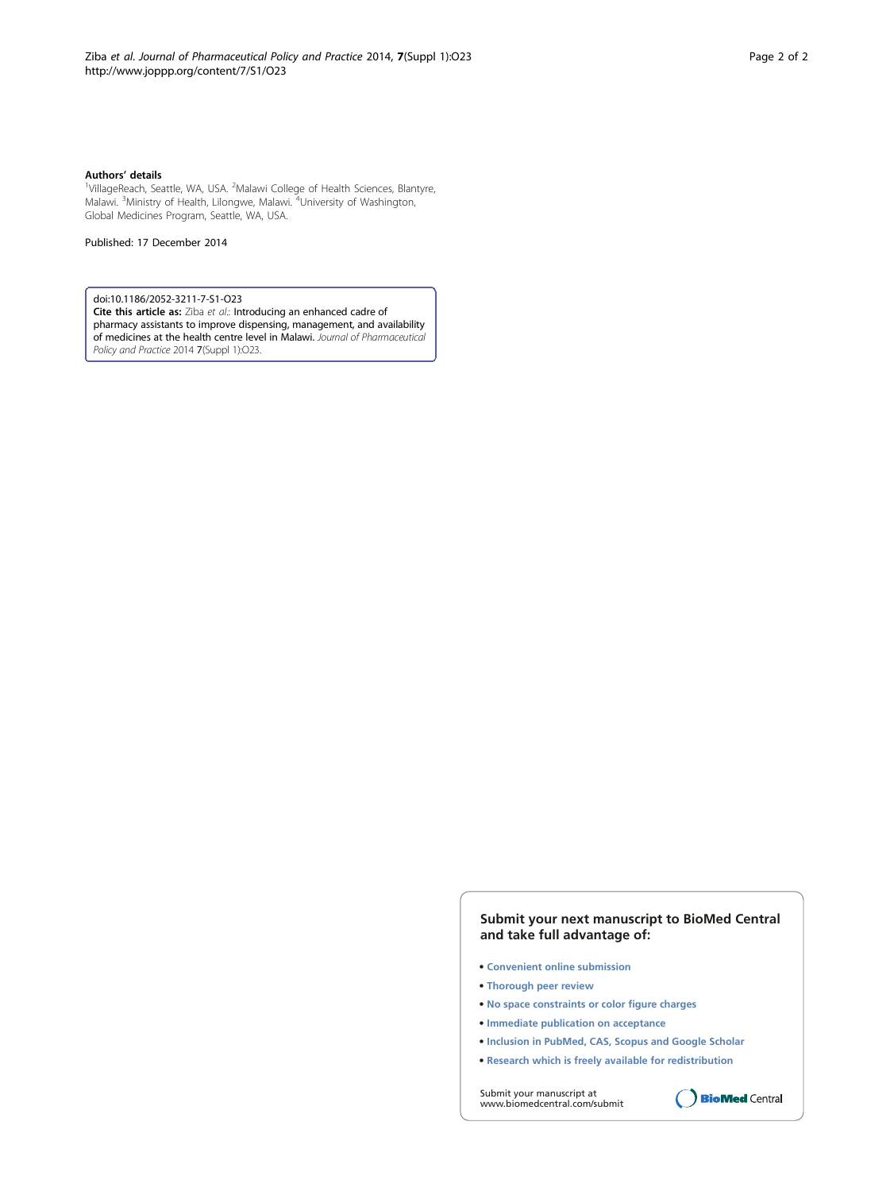## Authors' details

[1]VillageReach, Seattle, WA, USA. [2]Malawi College of Health Sciences, Blantyre, Malawi. [3]Ministry of Health, Lilongwe, Malawi. [4]University of Washington, Global Medicines Program, Seattle, WA, USA.

Published: 17 December 2014

doi:10.1186/2052-3211-7-S1-O23

**Cite this article as:** Ziba *et al.*: Introducing an enhanced cadre of pharmacy assistants to improve dispensing, management, and availability of medicines at the health centre level in Malawi. *Journal of Pharmaceutical Policy and Practice* 2014 **7**(Suppl 1):O23.

**Submit your next manuscript to BioMed Central and take full advantage of:**

- **Convenient online submission**
- **Thorough peer review**
- **No space constraints or color figure charges**
- **Immediate publication on acceptance**
- **Inclusion in PubMed, CAS, Scopus and Google Scholar**
- **Research which is freely available for redistribution**

Submit your manuscript at www.biomedcentral.com/submit

BioMed Central